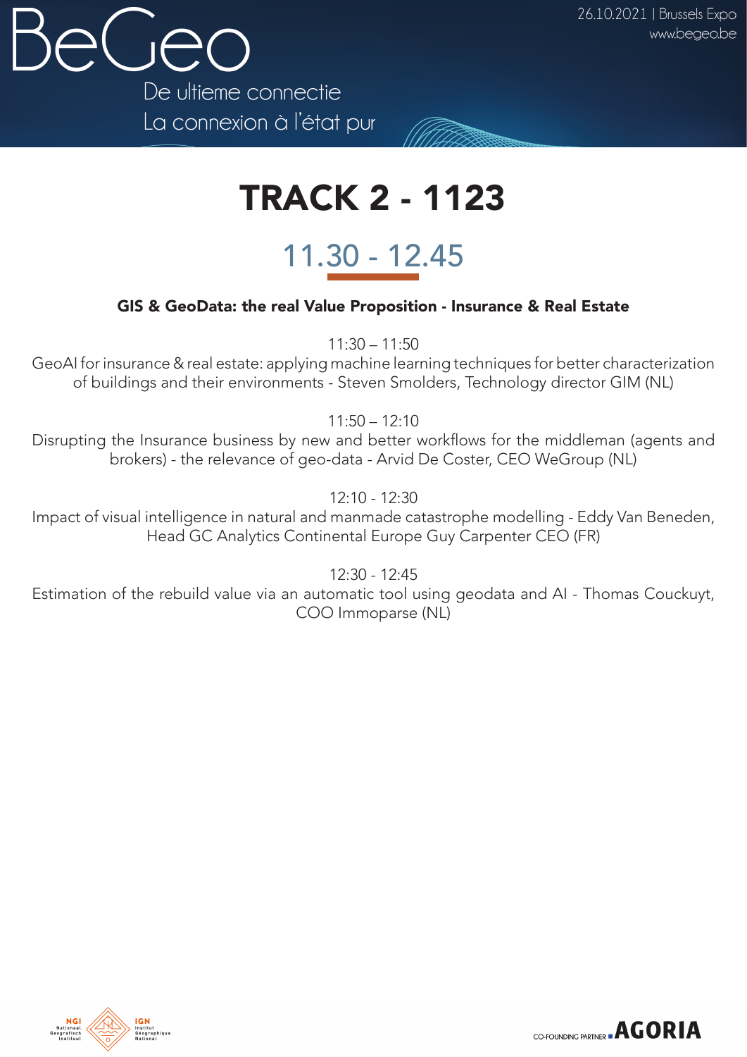BeGeo

De ultieme connectie
La connexion à l'état pur

26.10.2021 | Brussels Expo
www.begeo.be

# TRACK 2 - 1123

## 11.30 - 12.45

**GIS & GeoData: the real Value Proposition - Insurance & Real Estate**

11:30 – 11:50
GeoAI for insurance & real estate: applying machine learning techniques for better characterization of buildings and their environments - Steven Smolders, Technology director GIM (NL)

11:50 – 12:10
Disrupting the Insurance business by new and better workflows for the middleman (agents and brokers) - the relevance of geo-data - Arvid De Coster, CEO WeGroup (NL)

12:10 - 12:30
Impact of visual intelligence in natural and manmade catastrophe modelling - Eddy Van Beneden, Head GC Analytics Continental Europe Guy Carpenter CEO (FR)

12:30 - 12:45
Estimation of the rebuild value via an automatic tool using geodata and AI - Thomas Couckuyt, COO Immoparse (NL)

NGI Nationaal Geografisch Instituut | IGN Institut Géographique National

CO-FOUNDING PARTNER AGORIA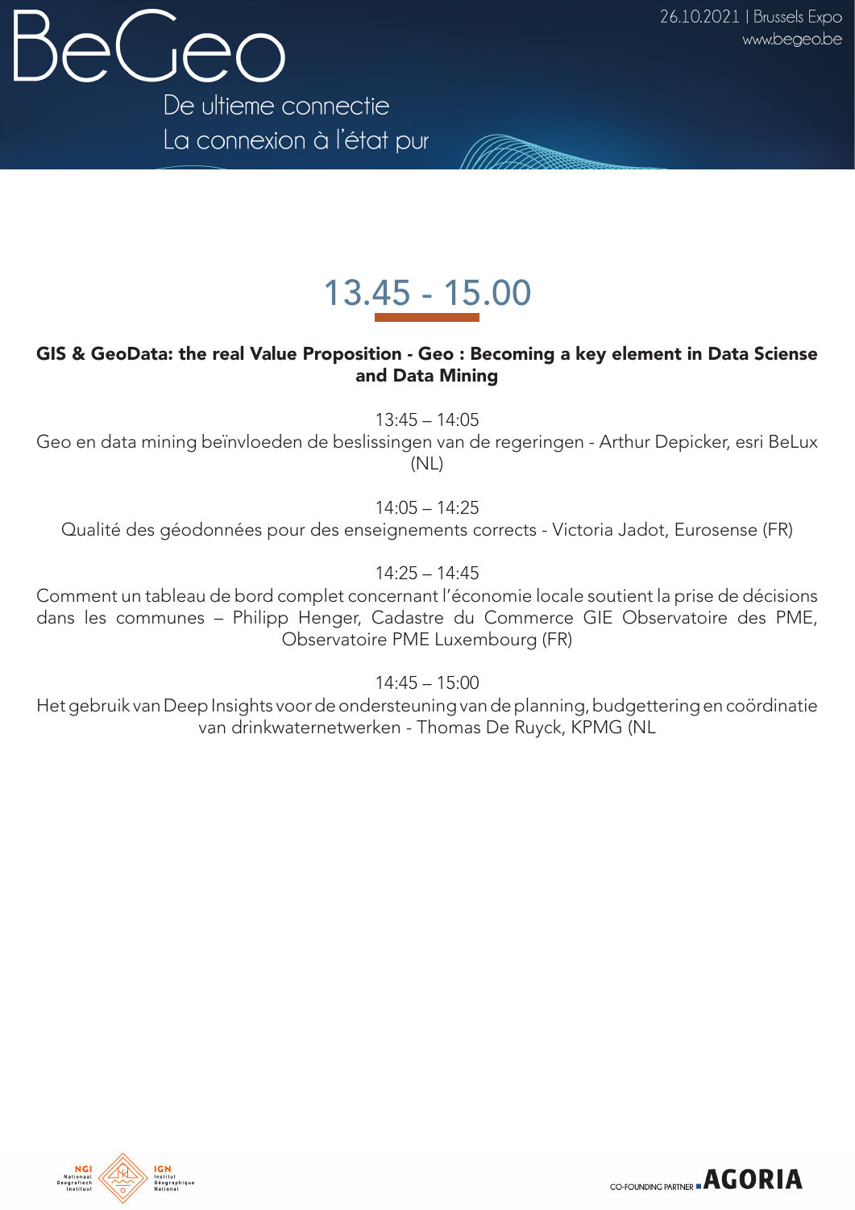## 13.45 - 15.00

**GIS & GeoData: the real Value Proposition - Geo : Becoming a key element in Data Sciense and Data Mining**

13:45 – 14:05
Geo en data mining beïnvloeden de beslissingen van de regeringen - Arthur Depicker, esri BeLux (NL)

14:05 – 14:25
Qualité des géodonnées pour des enseignements corrects - Victoria Jadot, Eurosense (FR)

14:25 – 14:45
Comment un tableau de bord complet concernant l'économie locale soutient la prise de décisions dans les communes – Philipp Henger, Cadastre du Commerce GIE Observatoire des PME, Observatoire PME Luxembourg (FR)

14:45 – 15:00
Het gebruik van Deep Insights voor de ondersteuning van de planning, budgettering en coördinatie van drinkwaternetwerken - Thomas De Ruyck, KPMG (NL